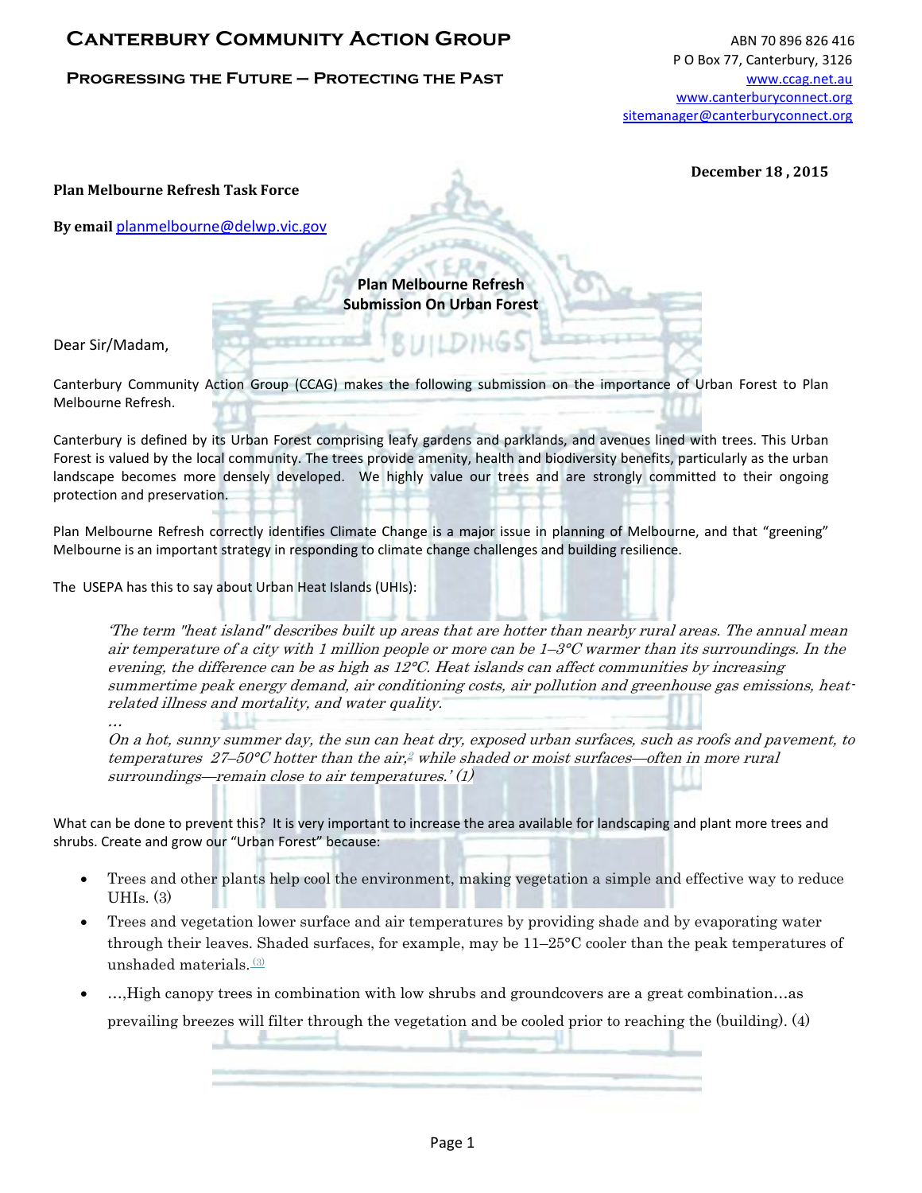# Canterbury Community Action Group

**Progressing the Future – Protecting the Past**

ABN 70 896 826 416
P O Box 77, Canterbury, 3126
www.ccag.net.au
www.canterburyconnect.org
sitemanager@canterburyconnect.org

**December 18 , 2015**

**Plan Melbourne Refresh Task Force**

**By email** planmelbourne@delwp.vic.gov

**Plan Melbourne Refresh**
**Submission On Urban Forest**

Dear Sir/Madam,

Canterbury Community Action Group (CCAG) makes the following submission on the importance of Urban Forest to Plan Melbourne Refresh.

Canterbury is defined by its Urban Forest comprising leafy gardens and parklands, and avenues lined with trees. This Urban Forest is valued by the local community. The trees provide amenity, health and biodiversity benefits, particularly as the urban landscape becomes more densely developed. We highly value our trees and are strongly committed to their ongoing protection and preservation.

Plan Melbourne Refresh correctly identifies Climate Change is a major issue in planning of Melbourne, and that "greening" Melbourne is an important strategy in responding to climate change challenges and building resilience.

The USEPA has this to say about Urban Heat Islands (UHIs):

> *'The term "heat island" describes built up areas that are hotter than nearby rural areas. The annual mean air temperature of a city with 1 million people or more can be 1–3°C warmer than its surroundings. In the evening, the difference can be as high as 12°C. Heat islands can affect communities by increasing summertime peak energy demand, air conditioning costs, air pollution and greenhouse gas emissions, heat-related illness and mortality, and water quality.*
>
> *…*
>
> *On a hot, sunny summer day, the sun can heat dry, exposed urban surfaces, such as roofs and pavement, to temperatures 27–50°C hotter than the air,[2] while shaded or moist surfaces—often in more rural surroundings—remain close to air temperatures.' (1)*

What can be done to prevent this? It is very important to increase the area available for landscaping and plant more trees and shrubs. Create and grow our "Urban Forest" because:

- Trees and other plants help cool the environment, making vegetation a simple and effective way to reduce UHIs. (3)
- Trees and vegetation lower surface and air temperatures by providing shade and by evaporating water through their leaves. Shaded surfaces, for example, may be 11–25°C cooler than the peak temperatures of unshaded materials.[(3)]
- …,High canopy trees in combination with low shrubs and groundcovers are a great combination…as prevailing breezes will filter through the vegetation and be cooled prior to reaching the (building). (4)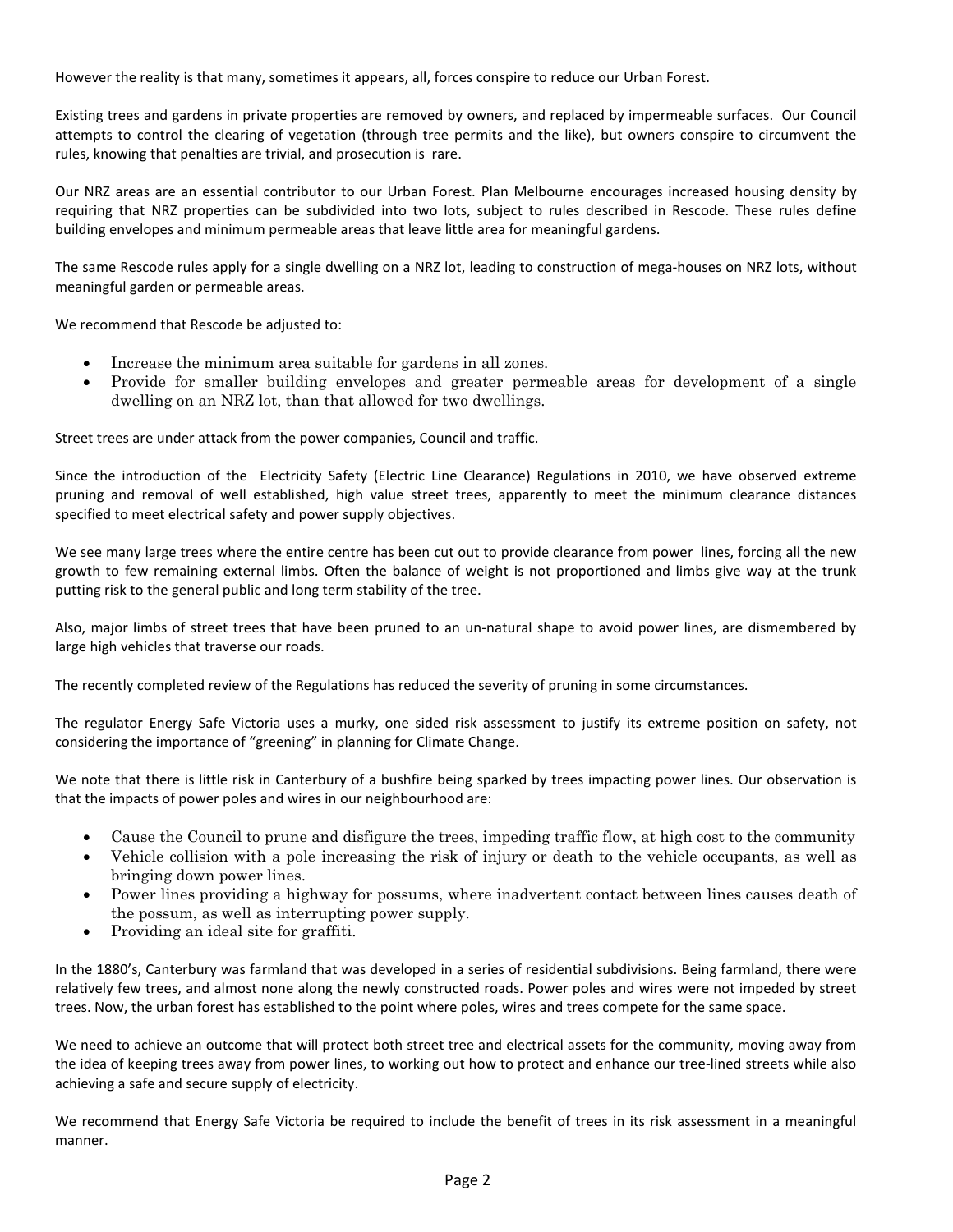However the reality is that many, sometimes it appears, all, forces conspire to reduce our Urban Forest.

Existing trees and gardens in private properties are removed by owners, and replaced by impermeable surfaces. Our Council attempts to control the clearing of vegetation (through tree permits and the like), but owners conspire to circumvent the rules, knowing that penalties are trivial, and prosecution is rare.

Our NRZ areas are an essential contributor to our Urban Forest. Plan Melbourne encourages increased housing density by requiring that NRZ properties can be subdivided into two lots, subject to rules described in Rescode. These rules define building envelopes and minimum permeable areas that leave little area for meaningful gardens.

The same Rescode rules apply for a single dwelling on a NRZ lot, leading to construction of mega-houses on NRZ lots, without meaningful garden or permeable areas.

We recommend that Rescode be adjusted to:

- Increase the minimum area suitable for gardens in all zones.
- Provide for smaller building envelopes and greater permeable areas for development of a single dwelling on an NRZ lot, than that allowed for two dwellings.

Street trees are under attack from the power companies, Council and traffic.

Since the introduction of the Electricity Safety (Electric Line Clearance) Regulations in 2010, we have observed extreme pruning and removal of well established, high value street trees, apparently to meet the minimum clearance distances specified to meet electrical safety and power supply objectives.

We see many large trees where the entire centre has been cut out to provide clearance from power lines, forcing all the new growth to few remaining external limbs. Often the balance of weight is not proportioned and limbs give way at the trunk putting risk to the general public and long term stability of the tree.

Also, major limbs of street trees that have been pruned to an un-natural shape to avoid power lines, are dismembered by large high vehicles that traverse our roads.

The recently completed review of the Regulations has reduced the severity of pruning in some circumstances.

The regulator Energy Safe Victoria uses a murky, one sided risk assessment to justify its extreme position on safety, not considering the importance of "greening" in planning for Climate Change.

We note that there is little risk in Canterbury of a bushfire being sparked by trees impacting power lines. Our observation is that the impacts of power poles and wires in our neighbourhood are:

- Cause the Council to prune and disfigure the trees, impeding traffic flow, at high cost to the community
- Vehicle collision with a pole increasing the risk of injury or death to the vehicle occupants, as well as bringing down power lines.
- Power lines providing a highway for possums, where inadvertent contact between lines causes death of the possum, as well as interrupting power supply.
- Providing an ideal site for graffiti.

In the 1880's, Canterbury was farmland that was developed in a series of residential subdivisions. Being farmland, there were relatively few trees, and almost none along the newly constructed roads. Power poles and wires were not impeded by street trees. Now, the urban forest has established to the point where poles, wires and trees compete for the same space.

We need to achieve an outcome that will protect both street tree and electrical assets for the community, moving away from the idea of keeping trees away from power lines, to working out how to protect and enhance our tree-lined streets while also achieving a safe and secure supply of electricity.

We recommend that Energy Safe Victoria be required to include the benefit of trees in its risk assessment in a meaningful manner.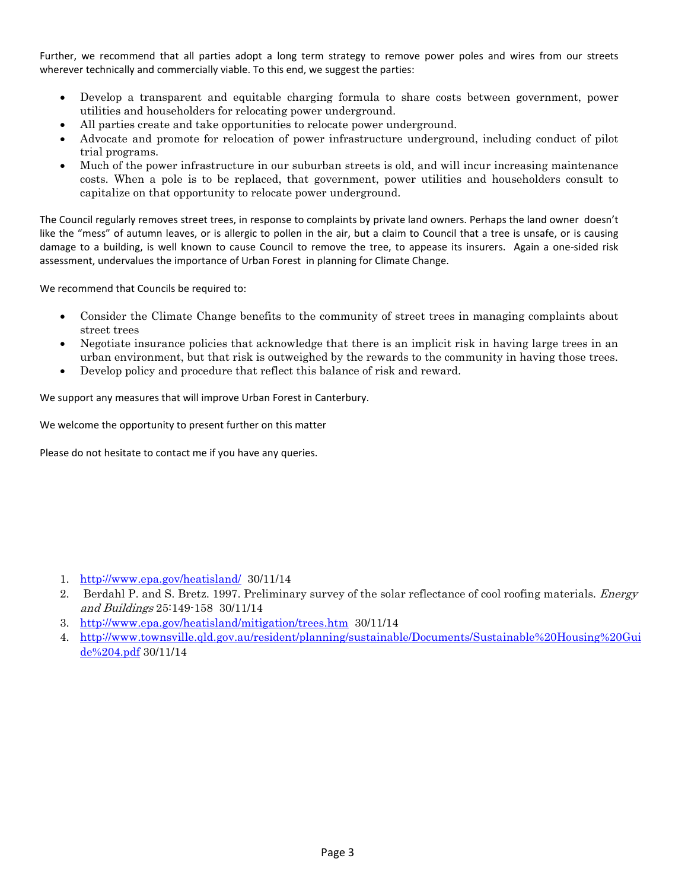Further, we recommend that all parties adopt a long term strategy to remove power poles and wires from our streets wherever technically and commercially viable. To this end, we suggest the parties:

- Develop a transparent and equitable charging formula to share costs between government, power utilities and householders for relocating power underground.
- All parties create and take opportunities to relocate power underground.
- Advocate and promote for relocation of power infrastructure underground, including conduct of pilot trial programs.
- Much of the power infrastructure in our suburban streets is old, and will incur increasing maintenance costs. When a pole is to be replaced, that government, power utilities and householders consult to capitalize on that opportunity to relocate power underground.

The Council regularly removes street trees, in response to complaints by private land owners. Perhaps the land owner doesn't like the "mess" of autumn leaves, or is allergic to pollen in the air, but a claim to Council that a tree is unsafe, or is causing damage to a building, is well known to cause Council to remove the tree, to appease its insurers. Again a one-sided risk assessment, undervalues the importance of Urban Forest in planning for Climate Change.

We recommend that Councils be required to:

- Consider the Climate Change benefits to the community of street trees in managing complaints about street trees
- Negotiate insurance policies that acknowledge that there is an implicit risk in having large trees in an urban environment, but that risk is outweighed by the rewards to the community in having those trees.
- Develop policy and procedure that reflect this balance of risk and reward.

We support any measures that will improve Urban Forest in Canterbury.

We welcome the opportunity to present further on this matter

Please do not hesitate to contact me if you have any queries.

1. http://www.epa.gov/heatisland/ 30/11/14
2. Berdahl P. and S. Bretz. 1997. Preliminary survey of the solar reflectance of cool roofing materials. *Energy and Buildings* 25:149-158 30/11/14
3. http://www.epa.gov/heatisland/mitigation/trees.htm 30/11/14
4. http://www.townsville.qld.gov.au/resident/planning/sustainable/Documents/Sustainable%20Housing%20Guide%204.pdf 30/11/14